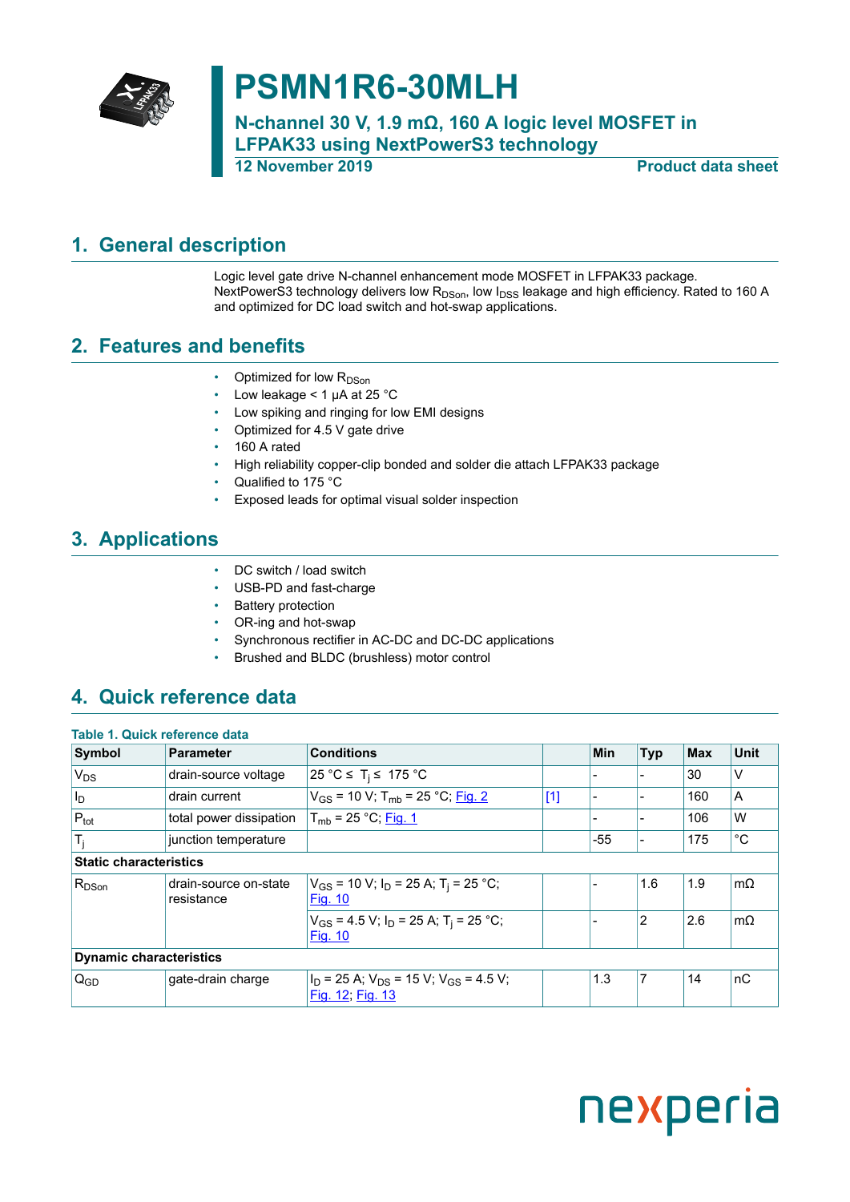# PSMN1R6-30MLH

## N-channel 30 V, 1.9 mΩ, 160 A logic level MOSFET in LFPAK33 using NextPowerS3 technology

**12 November 2019** **Product data sheet**

## 1. General description

Logic level gate drive N-channel enhancement mode MOSFET in LFPAK33 package. NextPowerS3 technology delivers low $R_{DSon}$, low $I_{DSS}$ leakage and high efficiency. Rated to 160 A and optimized for DC load switch and hot-swap applications.

## 2. Features and benefits

- Optimized for low $R_{DSon}$
- Low leakage < 1 µA at 25 °C
- Low spiking and ringing for low EMI designs
- Optimized for 4.5 V gate drive
- 160 A rated
- High reliability copper-clip bonded and solder die attach LFPAK33 package
- Qualified to 175 °C
- Exposed leads for optimal visual solder inspection

## 3. Applications

- DC switch / load switch
- USB-PD and fast-charge
- Battery protection
- OR-ing and hot-swap
- Synchronous rectifier in AC-DC and DC-DC applications
- Brushed and BLDC (brushless) motor control

## 4. Quick reference data

**Table 1. Quick reference data**

| Symbol | Parameter | Conditions | | Min | Typ | Max | Unit |
|---|---|---|---|---|---|---|---|
| $V_{DS}$ | drain-source voltage | 25 °C ≤ $T_j$ ≤ 175 °C | | - | - | 30 | V |
| $I_D$ | drain current | $V_{GS}$ = 10 V; $T_{mb}$ = 25 °C; Fig. 2 | [1] | - | - | 160 | A |
| $P_{tot}$ | total power dissipation | $T_{mb}$ = 25 °C; Fig. 1 | | - | - | 106 | W |
| $T_j$ | junction temperature | | | -55 | - | 175 | °C |
| **Static characteristics** | | | | | | | |
| $R_{DSon}$ | drain-source on-state resistance | $V_{GS}$ = 10 V; $I_D$ = 25 A; $T_j$ = 25 °C; Fig. 10 | | - | 1.6 | 1.9 | mΩ |
| | | $V_{GS}$ = 4.5 V; $I_D$ = 25 A; $T_j$ = 25 °C; Fig. 10 | | - | 2 | 2.6 | mΩ |
| **Dynamic characteristics** | | | | | | | |
| $Q_{GD}$ | gate-drain charge | $I_D$ = 25 A; $V_{DS}$ = 15 V; $V_{GS}$ = 4.5 V; Fig. 12; Fig. 13 | | 1.3 | 7 | 14 | nC |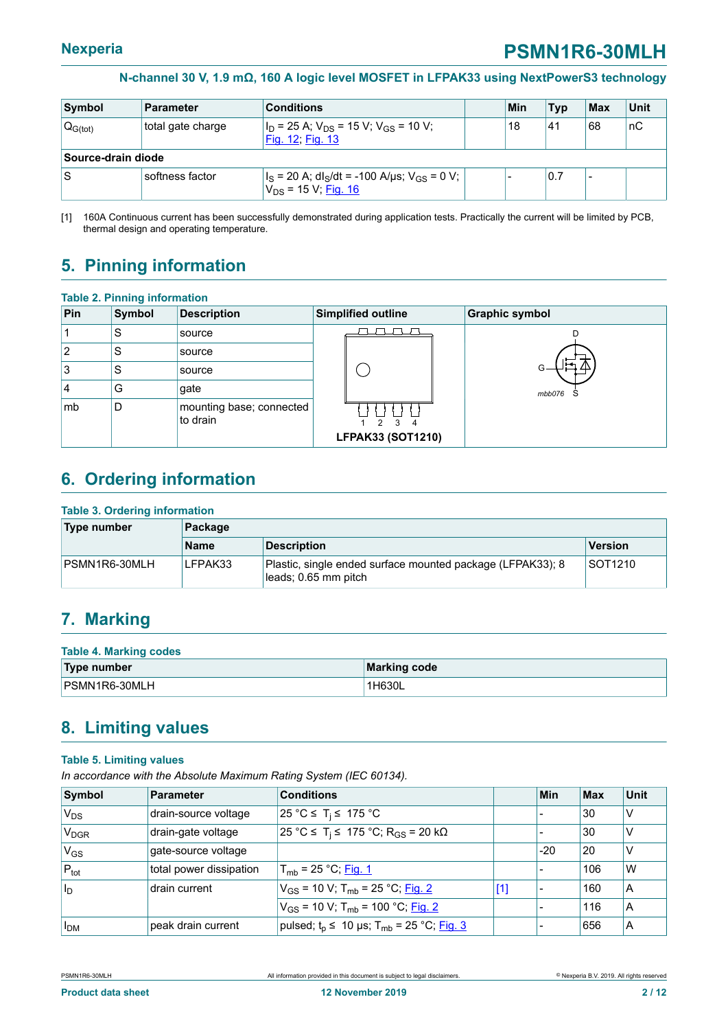N-channel 30 V, 1.9 mΩ, 160 A logic level MOSFET in LFPAK33 using NextPowerS3 technology

| Symbol | Parameter | Conditions | | Min | Typ | Max | Unit |
|---|---|---|---|---|---|---|---|
| $Q_{G(tot)}$ | total gate charge | $I_D$ = 25 A; $V_{DS}$ = 15 V; $V_{GS}$ = 10 V; Fig. 12; Fig. 13 | | 18 | 41 | 68 | nC |
| **Source-drain diode** | | | | | | | |
| S | softness factor | $I_S$ = 20 A; $dI_S/dt$ = -100 A/µs; $V_{GS}$ = 0 V; $V_{DS}$ = 15 V; Fig. 16 | | - | 0.7 | - | |

[1] 160A Continuous current has been successfully demonstrated during application tests. Practically the current will be limited by PCB, thermal design and operating temperature.

## 5. Pinning information

**Table 2. Pinning information**

| Pin | Symbol | Description | Simplified outline | Graphic symbol |
|---|---|---|---|---|
| 1 | S | source | LFPAK33 (SOT1210) | mbb076 |
| 2 | S | source | | |
| 3 | S | source | | |
| 4 | G | gate | | |
| mb | D | mounting base; connected to drain | | |

## 6. Ordering information

**Table 3. Ordering information**

| Type number | Package | | |
|---|---|---|---|
| | Name | Description | Version |
| PSMN1R6-30MLH | LFPAK33 | Plastic, single ended surface mounted package (LFPAK33); 8 leads; 0.65 mm pitch | SOT1210 |

## 7. Marking

**Table 4. Marking codes**

| Type number | Marking code |
|---|---|
| PSMN1R6-30MLH | 1H630L |

## 8. Limiting values

**Table 5. Limiting values**

*In accordance with the Absolute Maximum Rating System (IEC 60134).*

| Symbol | Parameter | Conditions | | Min | Max | Unit |
|---|---|---|---|---|---|---|
| $V_{DS}$ | drain-source voltage | 25 °C ≤ $T_j$ ≤ 175 °C | | - | 30 | V |
| $V_{DGR}$ | drain-gate voltage | 25 °C ≤ $T_j$ ≤ 175 °C; $R_{GS}$ = 20 kΩ | | - | 30 | V |
| $V_{GS}$ | gate-source voltage | | | -20 | 20 | V |
| $P_{tot}$ | total power dissipation | $T_{mb}$ = 25 °C; Fig. 1 | | - | 106 | W |
| $I_D$ | drain current | $V_{GS}$ = 10 V; $T_{mb}$ = 25 °C; Fig. 2 | [1] | - | 160 | A |
| | | $V_{GS}$ = 10 V; $T_{mb}$ = 100 °C; Fig. 2 | | - | 116 | A |
| $I_{DM}$ | peak drain current | pulsed; $t_p$ ≤ 10 µs; $T_{mb}$ = 25 °C; Fig. 3 | | - | 656 | A |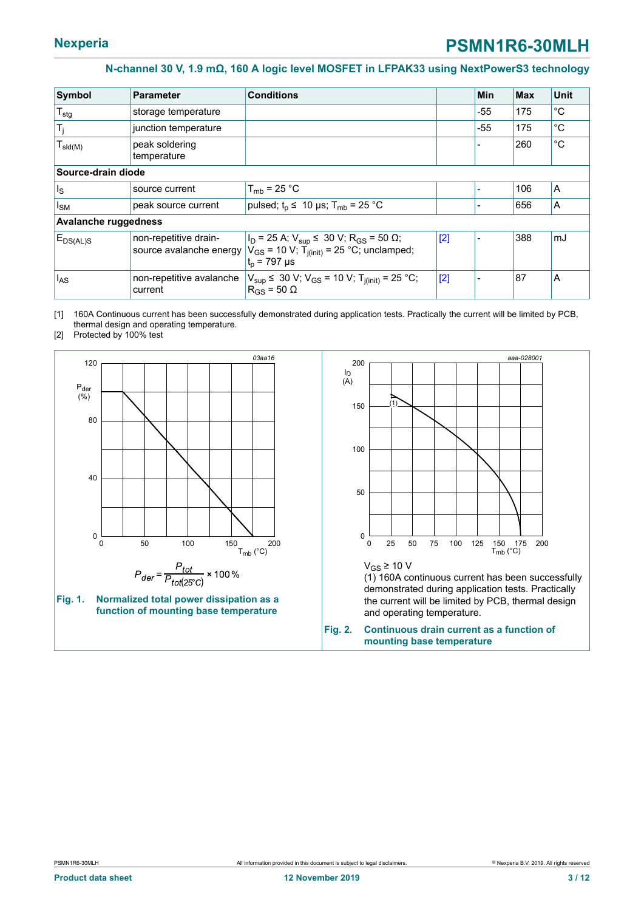| Symbol | Parameter | Conditions | | Min | Max | Unit |
|---|---|---|---|---|---|---|
| $T_{stg}$ | storage temperature | | | -55 | 175 | °C |
| $T_j$ | junction temperature | | | -55 | 175 | °C |
| $T_{sld(M)}$ | peak soldering temperature | | | - | 260 | °C |
| **Source-drain diode** | | | | | | |
| $I_S$ | source current | $T_{mb}$ = 25 °C | | - | 106 | A |
| $I_{SM}$ | peak source current | pulsed; $t_p \leq$ 10 µs; $T_{mb}$ = 25 °C | | - | 656 | A |
| **Avalanche ruggedness** | | | | | | |
| $E_{DS(AL)S}$ | non-repetitive drain-source avalanche energy | $I_D$ = 25 A; $V_{sup} \leq$ 30 V; $R_{GS}$ = 50 Ω; $V_{GS}$ = 10 V; $T_{j(init)}$ = 25 °C; unclamped; $t_p$ = 797 µs | [2] | - | 388 | mJ |
| $I_{AS}$ | non-repetitive avalanche current | $V_{sup} \leq$ 30 V; $V_{GS}$ = 10 V; $T_{j(init)}$ = 25 °C; $R_{GS}$ = 50 Ω | [2] | - | 87 | A |

[1] 160A Continuous current has been successfully demonstrated during application tests. Practically the current will be limited by PCB, thermal design and operating temperature.

[2] Protected by 100% test

$$P_{der} = \frac{P_{tot}}{P_{tot(25^\circ C)}} \times 100\,\%$$

**Fig. 1. Normalized total power dissipation as a function of mounting base temperature**

$V_{GS} \geq$ 10 V

(1) 160A continuous current has been successfully demonstrated during application tests. Practically the current will be limited by PCB, thermal design and operating temperature.

**Fig. 2. Continuous drain current as a function of mounting base temperature**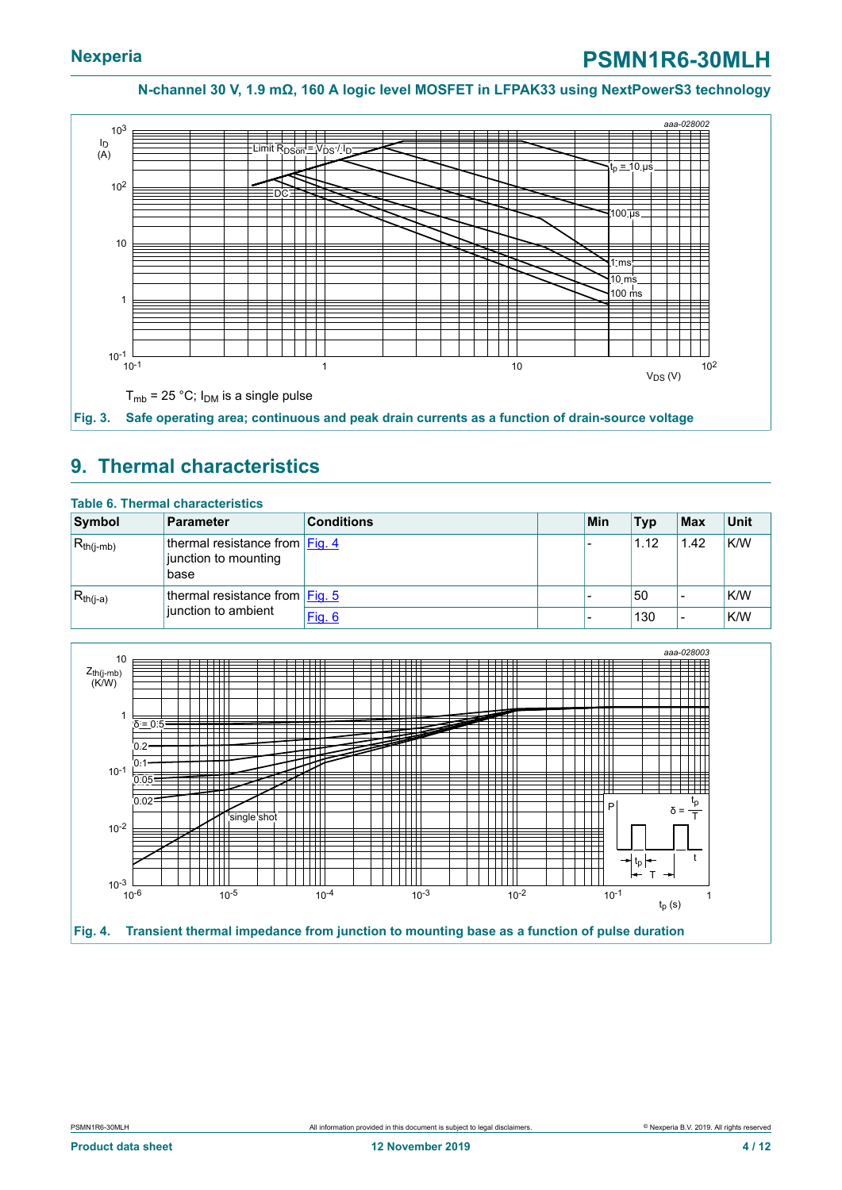$T_{mb}$ = 25 °C; $I_{DM}$ is a single pulse

**Fig. 3. Safe operating area; continuous and peak drain currents as a function of drain-source voltage**

## 9. Thermal characteristics

**Table 6. Thermal characteristics**

| Symbol | Parameter | Conditions | | Min | Typ | Max | Unit |
|---|---|---|---|---|---|---|---|
| $R_{th(j-mb)}$ | thermal resistance from junction to mounting base | Fig. 4 | | - | 1.12 | 1.42 | K/W |
| $R_{th(j-a)}$ | thermal resistance from junction to ambient | Fig. 5 | | - | 50 | - | K/W |
| | | Fig. 6 | | - | 130 | - | K/W |

**Fig. 4. Transient thermal impedance from junction to mounting base as a function of pulse duration**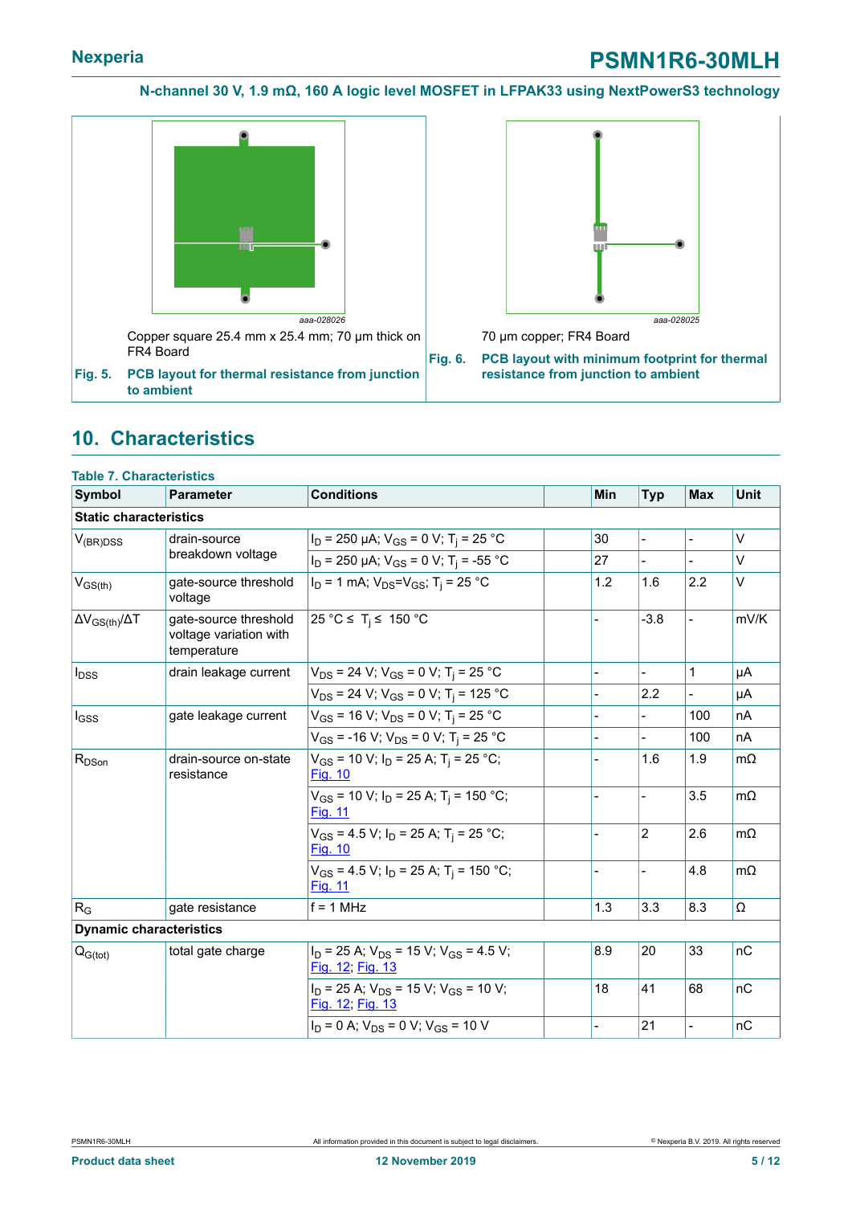aaa-028026

Copper square 25.4 mm x 25.4 mm; 70 µm thick on FR4 Board

**Fig. 5. PCB layout for thermal resistance from junction to ambient**

aaa-028025

70 µm copper; FR4 Board

**Fig. 6. PCB layout with minimum footprint for thermal resistance from junction to ambient**

## 10. Characteristics

**Table 7. Characteristics**

| Symbol | Parameter | Conditions | | Min | Typ | Max | Unit |
|---|---|---|---|---|---|---|---|
| **Static characteristics** | | | | | | | |
| $V_{(BR)DSS}$ | drain-source breakdown voltage | $I_D$ = 250 µA; $V_{GS}$ = 0 V; $T_j$ = 25 °C | | 30 | - | - | V |
| | | $I_D$ = 250 µA; $V_{GS}$ = 0 V; $T_j$ = -55 °C | | 27 | - | - | V |
| $V_{GS(th)}$ | gate-source threshold voltage | $I_D$ = 1 mA; $V_{DS}$=$V_{GS}$; $T_j$ = 25 °C | | 1.2 | 1.6 | 2.2 | V |
| $\Delta V_{GS(th)}/\Delta T$ | gate-source threshold voltage variation with temperature | 25 °C ≤ $T_j$ ≤ 150 °C | | - | -3.8 | - | mV/K |
| $I_{DSS}$ | drain leakage current | $V_{DS}$ = 24 V; $V_{GS}$ = 0 V; $T_j$ = 25 °C | | - | - | 1 | µA |
| | | $V_{DS}$ = 24 V; $V_{GS}$ = 0 V; $T_j$ = 125 °C | | - | 2.2 | - | µA |
| $I_{GSS}$ | gate leakage current | $V_{GS}$ = 16 V; $V_{DS}$ = 0 V; $T_j$ = 25 °C | | - | - | 100 | nA |
| | | $V_{GS}$ = -16 V; $V_{DS}$ = 0 V; $T_j$ = 25 °C | | - | - | 100 | nA |
| $R_{DSon}$ | drain-source on-state resistance | $V_{GS}$ = 10 V; $I_D$ = 25 A; $T_j$ = 25 °C; Fig. 10 | | - | 1.6 | 1.9 | mΩ |
| | | $V_{GS}$ = 10 V; $I_D$ = 25 A; $T_j$ = 150 °C; Fig. 11 | | - | - | 3.5 | mΩ |
| | | $V_{GS}$ = 4.5 V; $I_D$ = 25 A; $T_j$ = 25 °C; Fig. 10 | | - | 2 | 2.6 | mΩ |
| | | $V_{GS}$ = 4.5 V; $I_D$ = 25 A; $T_j$ = 150 °C; Fig. 11 | | - | - | 4.8 | mΩ |
| $R_G$ | gate resistance | f = 1 MHz | | 1.3 | 3.3 | 8.3 | Ω |
| **Dynamic characteristics** | | | | | | | |
| $Q_{G(tot)}$ | total gate charge | $I_D$ = 25 A; $V_{DS}$ = 15 V; $V_{GS}$ = 4.5 V; Fig. 12; Fig. 13 | | 8.9 | 20 | 33 | nC |
| | | $I_D$ = 25 A; $V_{DS}$ = 15 V; $V_{GS}$ = 10 V; Fig. 12; Fig. 13 | | 18 | 41 | 68 | nC |
| | | $I_D$ = 0 A; $V_{DS}$ = 0 V; $V_{GS}$ = 10 V | | - | 21 | - | nC |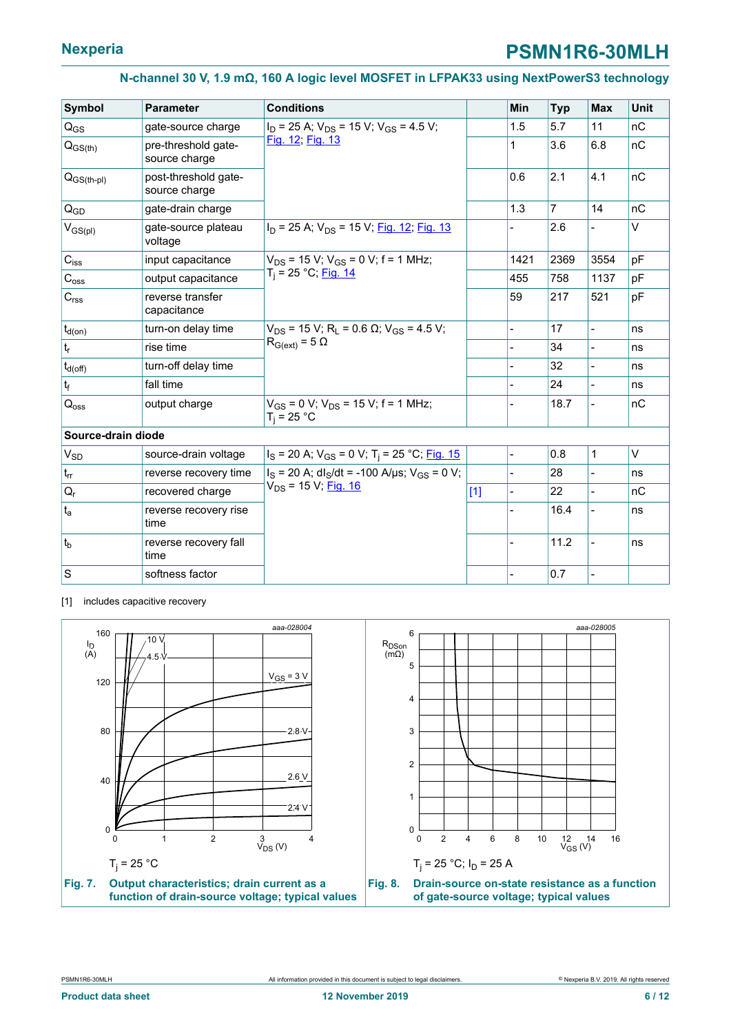| Symbol | Parameter | Conditions | | Min | Typ | Max | Unit |
|---|---|---|---|---|---|---|---|
| $Q_{GS}$ | gate-source charge | $I_D$ = 25 A; $V_{DS}$ = 15 V; $V_{GS}$ = 4.5 V; Fig. 12; Fig. 13 | | 1.5 | 5.7 | 11 | nC |
| $Q_{GS(th)}$ | pre-threshold gate-source charge | | | 1 | 3.6 | 6.8 | nC |
| $Q_{GS(th-pl)}$ | post-threshold gate-source charge | | | 0.6 | 2.1 | 4.1 | nC |
| $Q_{GD}$ | gate-drain charge | | | 1.3 | 7 | 14 | nC |
| $V_{GS(pl)}$ | gate-source plateau voltage | $I_D$ = 25 A; $V_{DS}$ = 15 V; Fig. 12; Fig. 13 | | - | 2.6 | - | V |
| $C_{iss}$ | input capacitance | $V_{DS}$ = 15 V; $V_{GS}$ = 0 V; f = 1 MHz; $T_j$ = 25 °C; Fig. 14 | | 1421 | 2369 | 3554 | pF |
| $C_{oss}$ | output capacitance | | | 455 | 758 | 1137 | pF |
| $C_{rss}$ | reverse transfer capacitance | | | 59 | 217 | 521 | pF |
| $t_{d(on)}$ | turn-on delay time | $V_{DS}$ = 15 V; $R_L$ = 0.6 Ω; $V_{GS}$ = 4.5 V; $R_{G(ext)}$ = 5 Ω | | - | 17 | - | ns |
| $t_r$ | rise time | | | - | 34 | - | ns |
| $t_{d(off)}$ | turn-off delay time | | | - | 32 | - | ns |
| $t_f$ | fall time | | | - | 24 | - | ns |
| $Q_{oss}$ | output charge | $V_{GS}$ = 0 V; $V_{DS}$ = 15 V; f = 1 MHz; $T_j$ = 25 °C | | - | 18.7 | - | nC |
| **Source-drain diode** | | | | | | | |
| $V_{SD}$ | source-drain voltage | $I_S$ = 20 A; $V_{GS}$ = 0 V; $T_j$ = 25 °C; Fig. 15 | | - | 0.8 | 1 | V |
| $t_{rr}$ | reverse recovery time | $I_S$ = 20 A; $dI_S/dt$ = -100 A/µs; $V_{GS}$ = 0 V; $V_{DS}$ = 15 V; Fig. 16 | | - | 28 | - | ns |
| $Q_r$ | recovered charge | | [1] | - | 22 | - | nC |
| $t_a$ | reverse recovery rise time | | | - | 16.4 | - | ns |
| $t_b$ | reverse recovery fall time | | | - | 11.2 | - | ns |
| S | softness factor | | | - | 0.7 | - | |

[1] includes capacitive recovery

$T_j$ = 25 °C

**Fig. 7. Output characteristics; drain current as a function of drain-source voltage; typical values**

$T_j$ = 25 °C; $I_D$ = 25 A

**Fig. 8. Drain-source on-state resistance as a function of gate-source voltage; typical values**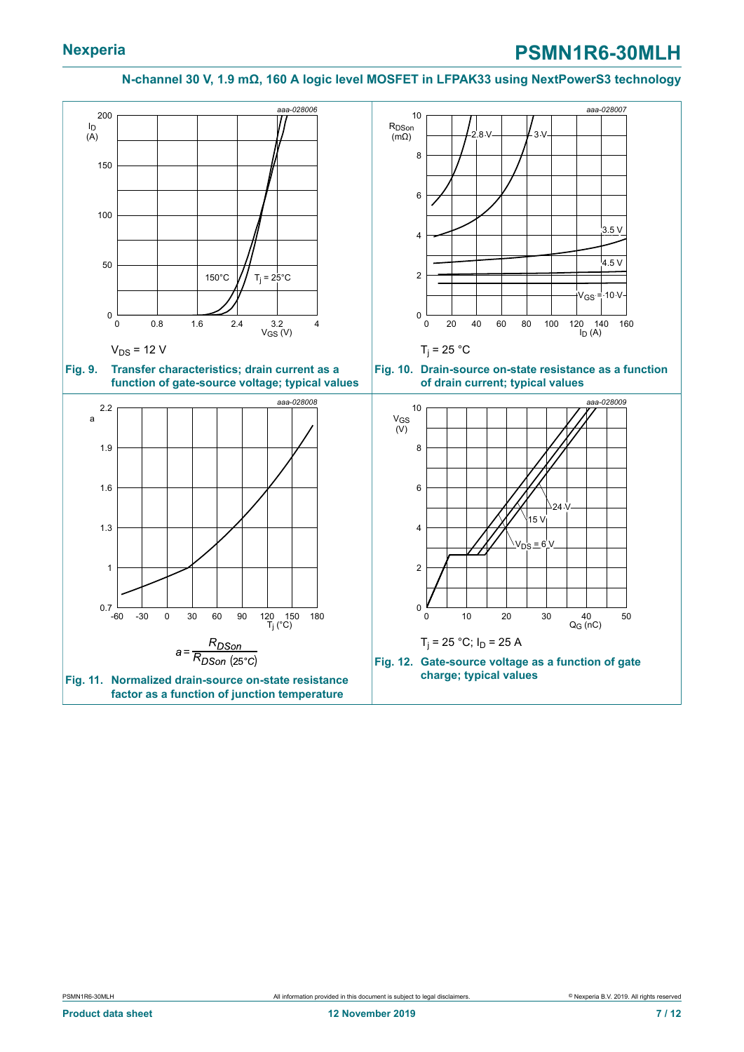$V_{DS}$ = 12 V

**Fig. 9. Transfer characteristics; drain current as a function of gate-source voltage; typical values**

$T_j$ = 25 °C

**Fig. 10. Drain-source on-state resistance as a function of drain current; typical values**

$$a = \frac{R_{DSon}}{R_{DSon\ (25°C)}}$$

**Fig. 11. Normalized drain-source on-state resistance factor as a function of junction temperature**

$T_j$ = 25 °C; $I_D$ = 25 A

**Fig. 12. Gate-source voltage as a function of gate charge; typical values**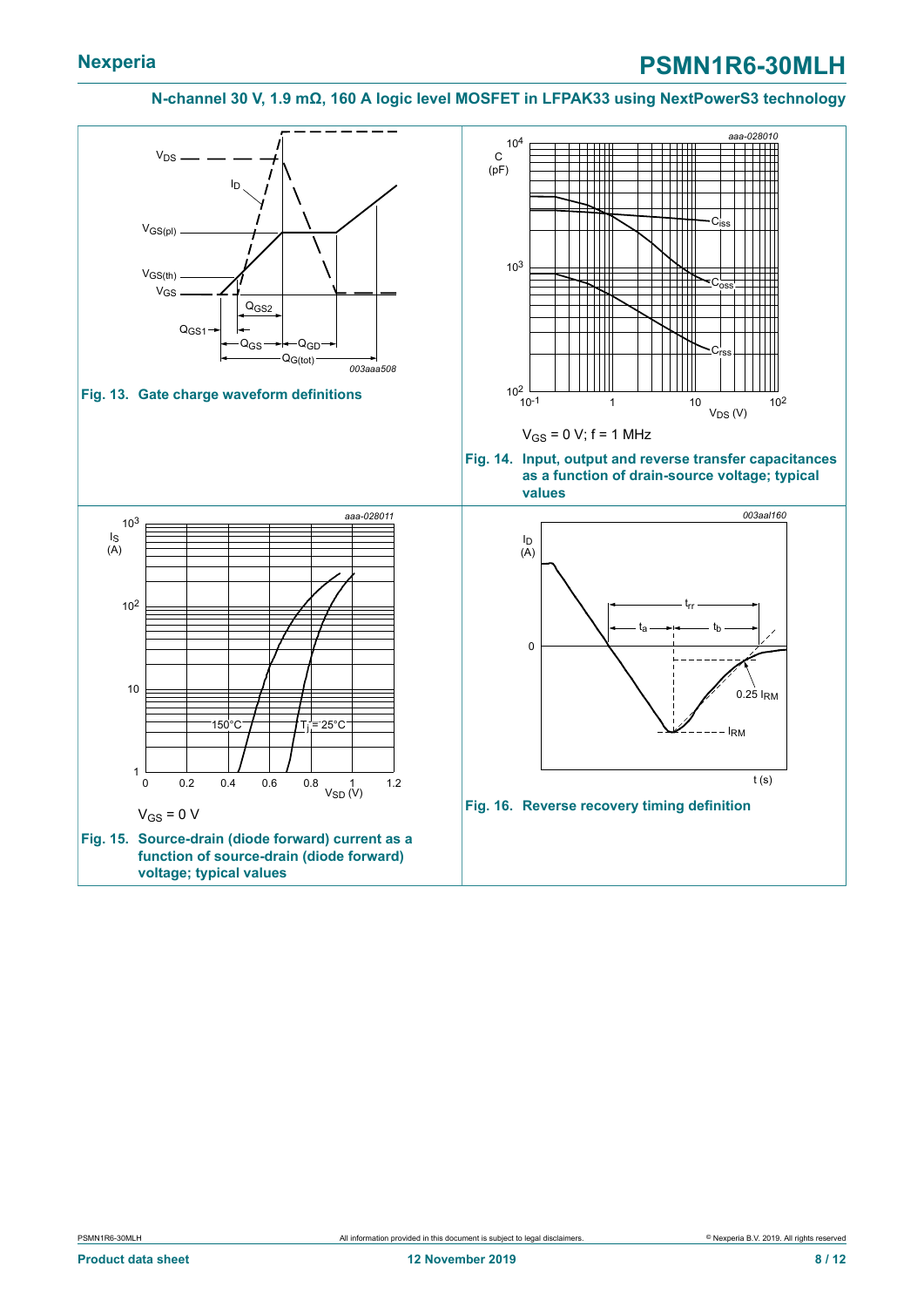Fig. 13. Gate charge waveform definitions

$V_{GS}$ = 0 V; f = 1 MHz

Fig. 14. Input, output and reverse transfer capacitances as a function of drain-source voltage; typical values

$V_{GS}$ = 0 V

Fig. 15. Source-drain (diode forward) current as a function of source-drain (diode forward) voltage; typical values

Fig. 16. Reverse recovery timing definition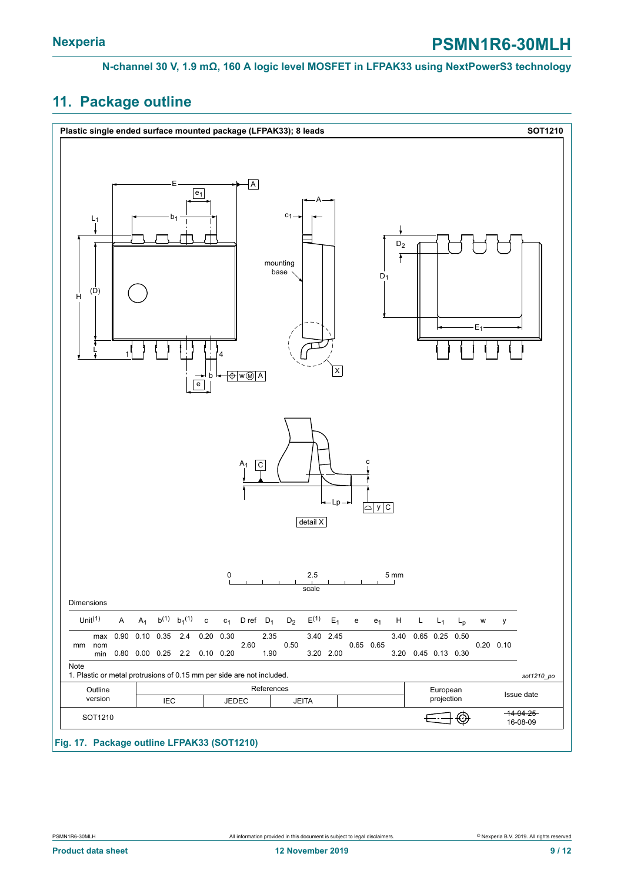## 11. Package outline

**Plastic single ended surface mounted package (LFPAK33); 8 leads** **SOT1210**

Dimensions

| Unit[1] | | A | $A_1$ | b[1] | $b_1$[1] | c | $c_1$ | D ref | $D_1$ | $D_2$ | E[1] | $E_1$ | e | $e_1$ | H | L | $L_1$ | $L_p$ | w | y |
|---|---|---|---|---|---|---|---|---|---|---|---|---|---|---|---|---|---|---|---|---|
| mm | max | 0.90 | 0.10 | 0.35 | 2.4 | 0.20 | 0.30 | | 2.35 | | 3.40 | 2.45 | | | 3.40 | 0.65 | 0.25 | 0.50 | | |
| | nom | | | | | | | 2.60 | | 0.50 | | | 0.65 | 0.65 | | | | | 0.20 | 0.10 |
| | min | 0.80 | 0.00 | 0.25 | 2.2 | 0.10 | 0.20 | | 1.90 | | 3.20 | 2.00 | | | 3.20 | 0.45 | 0.13 | 0.30 | | |

Note

1. Plastic or metal protrusions of 0.15 mm per side are not included.

*sot1210_po*

| Outline version | References | | | | European projection | Issue date |
|---|---|---|---|---|---|---|
| | IEC | JEDEC | JEITA | | | |
| SOT1210 | | | | | | ~~14-04-25~~ 16-08-09 |

**Fig. 17. Package outline LFPAK33 (SOT1210)**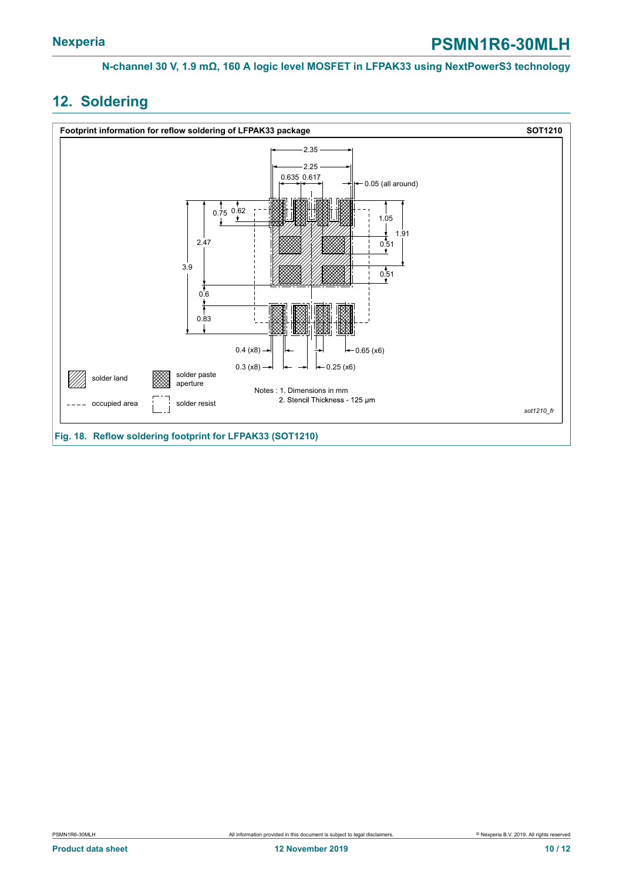## 12. Soldering

**Footprint information for reflow soldering of LFPAK33 package** **SOT1210**

solder land

solder paste aperture

occupied area

solder resist

Notes : 1. Dimensions in mm

2. Stencil Thickness - 125 µm

*sot1210_fr*

**Fig. 18. Reflow soldering footprint for LFPAK33 (SOT1210)**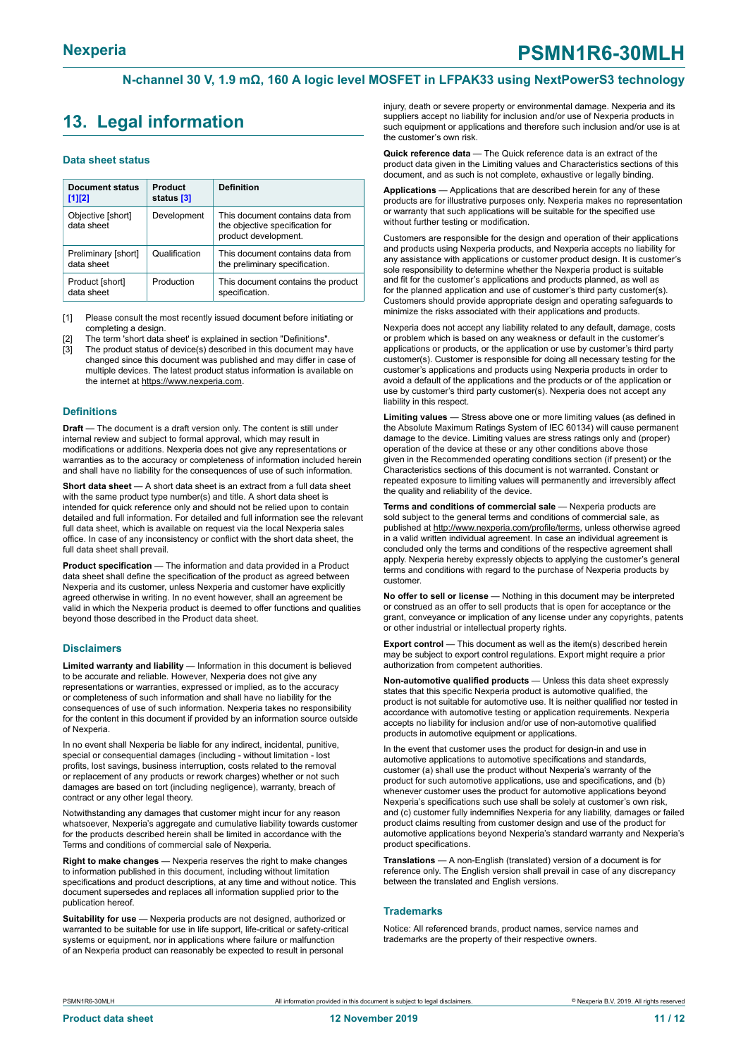# 13. Legal information

### Data sheet status

| Document status [1][2] | Product status [3] | Definition |
|---|---|---|
| Objective [short] data sheet | Development | This document contains data from the objective specification for product development. |
| Preliminary [short] data sheet | Qualification | This document contains data from the preliminary specification. |
| Product [short] data sheet | Production | This document contains the product specification. |

[1] Please consult the most recently issued document before initiating or completing a design.

[2] The term 'short data sheet' is explained in section "Definitions".

[3] The product status of device(s) described in this document may have changed since this document was published and may differ in case of multiple devices. The latest product status information is available on the internet at https://www.nexperia.com.

### Definitions

**Draft** — The document is a draft version only. The content is still under internal review and subject to formal approval, which may result in modifications or additions. Nexperia does not give any representations or warranties as to the accuracy or completeness of information included herein and shall have no liability for the consequences of use of such information.

**Short data sheet** — A short data sheet is an extract from a full data sheet with the same product type number(s) and title. A short data sheet is intended for quick reference only and should not be relied upon to contain detailed and full information. For detailed and full information see the relevant full data sheet, which is available on request via the local Nexperia sales office. In case of any inconsistency or conflict with the short data sheet, the full data sheet shall prevail.

**Product specification** — The information and data provided in a Product data sheet shall define the specification of the product as agreed between Nexperia and its customer, unless Nexperia and customer have explicitly agreed otherwise in writing. In no event however, shall an agreement be valid in which the Nexperia product is deemed to offer functions and qualities beyond those described in the Product data sheet.

### Disclaimers

**Limited warranty and liability** — Information in this document is believed to be accurate and reliable. However, Nexperia does not give any representations or warranties, expressed or implied, as to the accuracy or completeness of such information and shall have no liability for the consequences of use of such information. Nexperia takes no responsibility for the content in this document if provided by an information source outside of Nexperia.

In no event shall Nexperia be liable for any indirect, incidental, punitive, special or consequential damages (including - without limitation - lost profits, lost savings, business interruption, costs related to the removal or replacement of any products or rework charges) whether or not such damages are based on tort (including negligence), warranty, breach of contract or any other legal theory.

Notwithstanding any damages that customer might incur for any reason whatsoever, Nexperia's aggregate and cumulative liability towards customer for the products described herein shall be limited in accordance with the Terms and conditions of commercial sale of Nexperia.

**Right to make changes** — Nexperia reserves the right to make changes to information published in this document, including without limitation specifications and product descriptions, at any time and without notice. This document supersedes and replaces all information supplied prior to the publication hereof.

**Suitability for use** — Nexperia products are not designed, authorized or warranted to be suitable for use in life support, life-critical or safety-critical systems or equipment, nor in applications where failure or malfunction of an Nexperia product can reasonably be expected to result in personal injury, death or severe property or environmental damage. Nexperia and its suppliers accept no liability for inclusion and/or use of Nexperia products in such equipment or applications and therefore such inclusion and/or use is at the customer's own risk.

**Quick reference data** — The Quick reference data is an extract of the product data given in the Limiting values and Characteristics sections of this document, and as such is not complete, exhaustive or legally binding.

**Applications** — Applications that are described herein for any of these products are for illustrative purposes only. Nexperia makes no representation or warranty that such applications will be suitable for the specified use without further testing or modification.

Customers are responsible for the design and operation of their applications and products using Nexperia products, and Nexperia accepts no liability for any assistance with applications or customer product design. It is customer's sole responsibility to determine whether the Nexperia product is suitable and fit for the customer's applications and products planned, as well as for the planned application and use of customer's third party customer(s). Customers should provide appropriate design and operating safeguards to minimize the risks associated with their applications and products.

Nexperia does not accept any liability related to any default, damage, costs or problem which is based on any weakness or default in the customer's applications or products, or the application or use by customer's third party customer(s). Customer is responsible for doing all necessary testing for the customer's applications and products using Nexperia products in order to avoid a default of the applications and the products or of the application or use by customer's third party customer(s). Nexperia does not accept any liability in this respect.

**Limiting values** — Stress above one or more limiting values (as defined in the Absolute Maximum Ratings System of IEC 60134) will cause permanent damage to the device. Limiting values are stress ratings only and (proper) operation of the device at these or any other conditions above those given in the Recommended operating conditions section (if present) or the Characteristics sections of this document is not warranted. Constant or repeated exposure to limiting values will permanently and irreversibly affect the quality and reliability of the device.

**Terms and conditions of commercial sale** — Nexperia products are sold subject to the general terms and conditions of commercial sale, as published at http://www.nexperia.com/profile/terms, unless otherwise agreed in a valid written individual agreement. In case an individual agreement is concluded only the terms and conditions of the respective agreement shall apply. Nexperia hereby expressly objects to applying the customer's general terms and conditions with regard to the purchase of Nexperia products by customer.

**No offer to sell or license** — Nothing in this document may be interpreted or construed as an offer to sell products that is open for acceptance or the grant, conveyance or implication of any license under any copyrights, patents or other industrial or intellectual property rights.

**Export control** — This document as well as the item(s) described herein may be subject to export control regulations. Export might require a prior authorization from competent authorities.

**Non-automotive qualified products** — Unless this data sheet expressly states that this specific Nexperia product is automotive qualified, the product is not suitable for automotive use. It is neither qualified nor tested in accordance with automotive testing or application requirements. Nexperia accepts no liability for inclusion and/or use of non-automotive qualified products in automotive equipment or applications.

In the event that customer uses the product for design-in and use in automotive applications to automotive specifications and standards, customer (a) shall use the product without Nexperia's warranty of the product for such automotive applications, use and specifications, and (b) whenever customer uses the product for automotive applications beyond Nexperia's specifications such use shall be solely at customer's own risk, and (c) customer fully indemnifies Nexperia for any liability, damages or failed product claims resulting from customer design and use of the product for automotive applications beyond Nexperia's standard warranty and Nexperia's product specifications.

**Translations** — A non-English (translated) version of a document is for reference only. The English version shall prevail in case of any discrepancy between the translated and English versions.

### Trademarks

Notice: All referenced brands, product names, service names and trademarks are the property of their respective owners.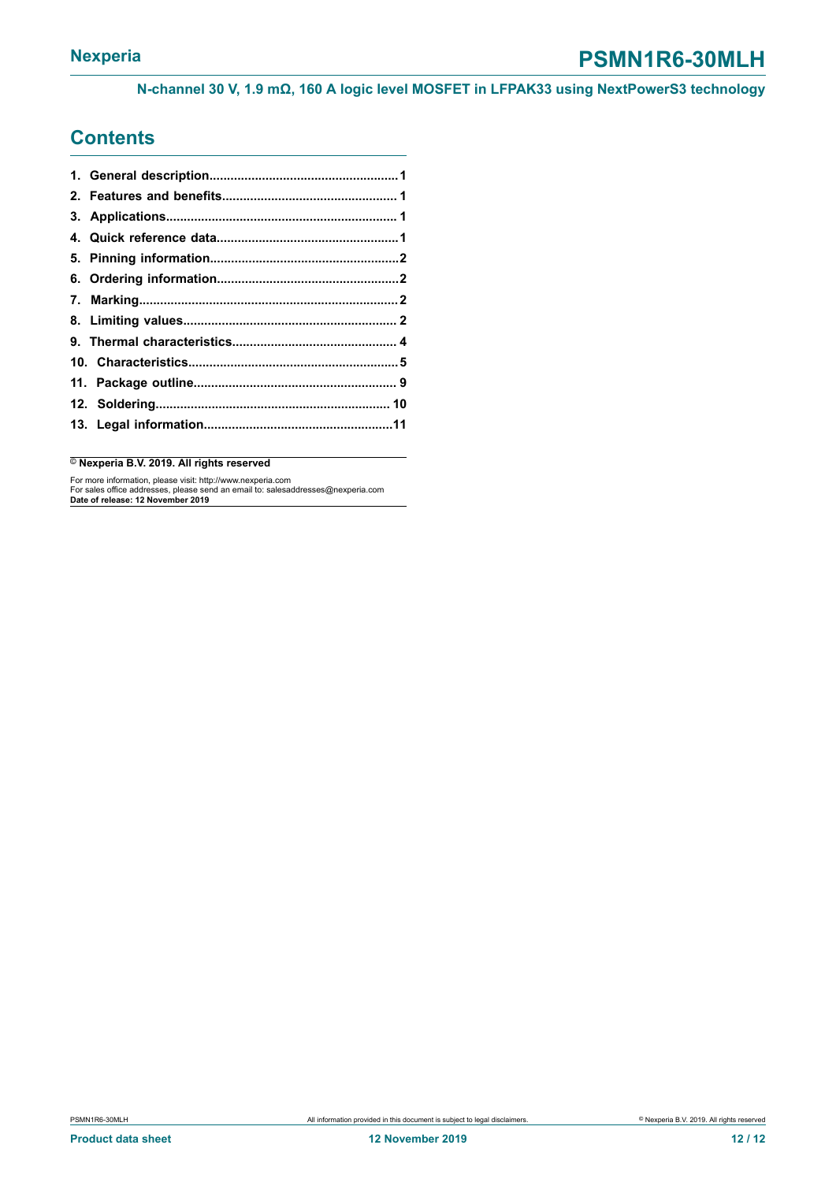## Contents

1. General description...1
2. Features and benefits...1
3. Applications...1
4. Quick reference data...1
5. Pinning information...2
6. Ordering information...2
7. Marking...2
8. Limiting values...2
9. Thermal characteristics...4
10. Characteristics...5
11. Package outline...9
12. Soldering...10
13. Legal information...11

**© Nexperia B.V. 2019. All rights reserved**

For more information, please visit: http://www.nexperia.com
For sales office addresses, please send an email to: salesaddresses@nexperia.com
**Date of release: 12 November 2019**